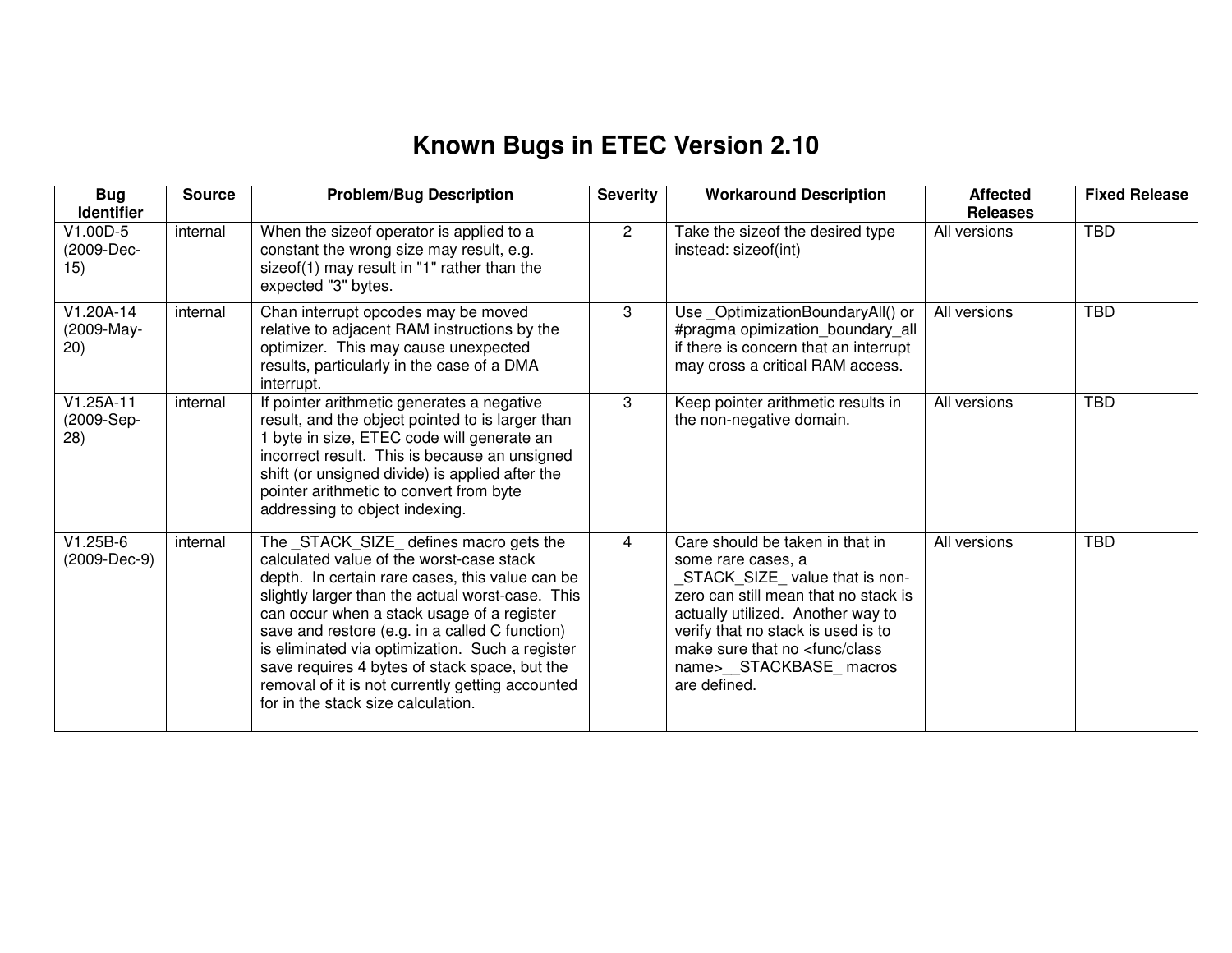# Known Bugs in ETEC Version 2.10

| Bug Identifier | Source | Problem/Bug Description | Severity | Workaround Description | Affected Releases | Fixed Release |
|---|---|---|---|---|---|---|
| V1.00D-5 (2009-Dec-15) | internal | When the sizeof operator is applied to a constant the wrong size may result, e.g. sizeof(1) may result in "1" rather than the expected "3" bytes. | 2 | Take the sizeof the desired type instead: sizeof(int) | All versions | TBD |
| V1.20A-14 (2009-May-20) | internal | Chan interrupt opcodes may be moved relative to adjacent RAM instructions by the optimizer. This may cause unexpected results, particularly in the case of a DMA interrupt. | 3 | Use _OptimizationBoundaryAll() or #pragma opimization_boundary_all if there is concern that an interrupt may cross a critical RAM access. | All versions | TBD |
| V1.25A-11 (2009-Sep-28) | internal | If pointer arithmetic generates a negative result, and the object pointed to is larger than 1 byte in size, ETEC code will generate an incorrect result. This is because an unsigned shift (or unsigned divide) is applied after the pointer arithmetic to convert from byte addressing to object indexing. | 3 | Keep pointer arithmetic results in the non-negative domain. | All versions | TBD |
| V1.25B-6 (2009-Dec-9) | internal | The _STACK_SIZE_ defines macro gets the calculated value of the worst-case stack depth. In certain rare cases, this value can be slightly larger than the actual worst-case. This can occur when a stack usage of a register save and restore (e.g. in a called C function) is eliminated via optimization. Such a register save requires 4 bytes of stack space, but the removal of it is not currently getting accounted for in the stack size calculation. | 4 | Care should be taken in that in some rare cases, a _STACK_SIZE_ value that is non-zero can still mean that no stack is actually utilized. Another way to verify that no stack is used is to make sure that no <func/class name>__STACKBASE_ macros are defined. | All versions | TBD |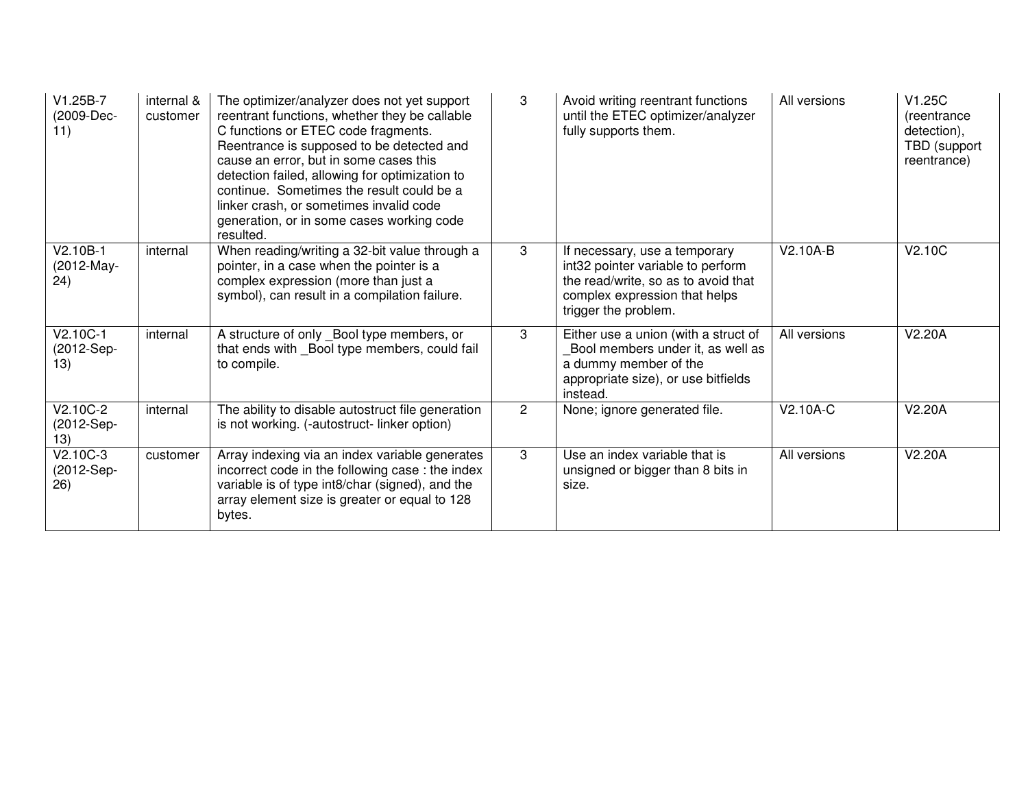| V1.25B-7 (2009-Dec-11) | internal & customer | The optimizer/analyzer does not yet support reentrant functions, whether they be callable C functions or ETEC code fragments. Reentrance is supposed to be detected and cause an error, but in some cases this detection failed, allowing for optimization to continue. Sometimes the result could be a linker crash, or sometimes invalid code generation, or in some cases working code resulted. | 3 | Avoid writing reentrant functions until the ETEC optimizer/analyzer fully supports them. | All versions | V1.25C (reentrance detection), TBD (support reentrance) |
|---|---|---|---|---|---|---|
| V2.10B-1 (2012-May-24) | internal | When reading/writing a 32-bit value through a pointer, in a case when the pointer is a complex expression (more than just a symbol), can result in a compilation failure. | 3 | If necessary, use a temporary int32 pointer variable to perform the read/write, so as to avoid that complex expression that helps trigger the problem. | V2.10A-B | V2.10C |
| V2.10C-1 (2012-Sep-13) | internal | A structure of only _Bool type members, or that ends with _Bool type members, could fail to compile. | 3 | Either use a union (with a struct of _Bool members under it, as well as a dummy member of the appropriate size), or use bitfields instead. | All versions | V2.20A |
| V2.10C-2 (2012-Sep-13) | internal | The ability to disable autostruct file generation is not working. (-autostruct- linker option) | 2 | None; ignore generated file. | V2.10A-C | V2.20A |
| V2.10C-3 (2012-Sep-26) | customer | Array indexing via an index variable generates incorrect code in the following case : the index variable is of type int8/char (signed), and the array element size is greater or equal to 128 bytes. | 3 | Use an index variable that is unsigned or bigger than 8 bits in size. | All versions | V2.20A |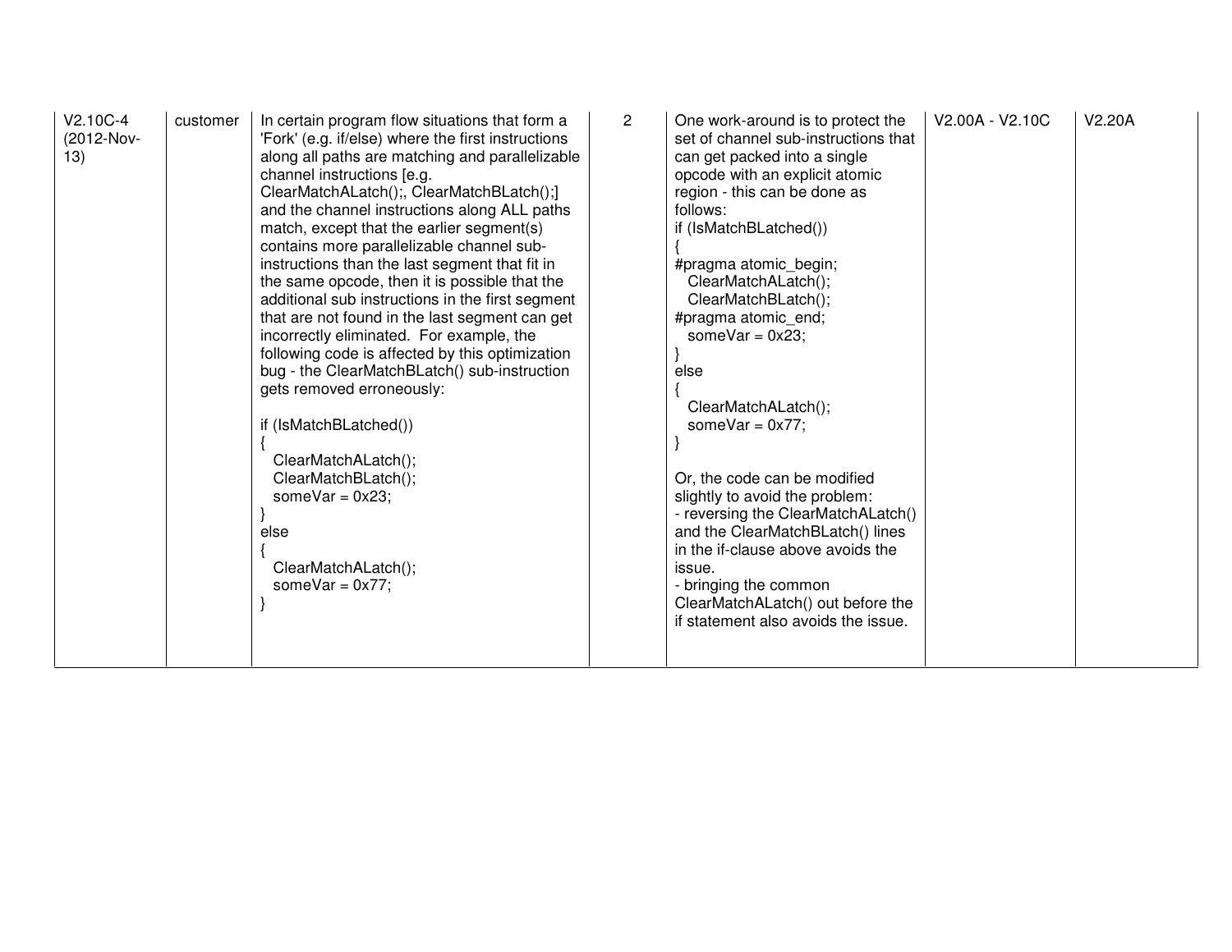| V2.10C-4 (2012-Nov-13) | customer | In certain program flow situations that form a 'Fork' (e.g. if/else) where the first instructions along all paths are matching and parallelizable channel instructions [e.g. ClearMatchALatch();, ClearMatchBLatch();] and the channel instructions along ALL paths match, except that the earlier segment(s) contains more parallelizable channel sub-instructions than the last segment that fit in the same opcode, then it is possible that the additional sub instructions in the first segment that are not found in the last segment can get incorrectly eliminated. For example, the following code is affected by this optimization bug - the ClearMatchBLatch() sub-instruction gets removed erroneously:<br><br>if (IsMatchBLatched())<br>{<br>&nbsp;&nbsp;ClearMatchALatch();<br>&nbsp;&nbsp;ClearMatchBLatch();<br>&nbsp;&nbsp;someVar = 0x23;<br>}<br>else<br>{<br>&nbsp;&nbsp;ClearMatchALatch();<br>&nbsp;&nbsp;someVar = 0x77;<br>} | 2 | One work-around is to protect the set of channel sub-instructions that can get packed into a single opcode with an explicit atomic region - this can be done as follows:<br>if (IsMatchBLatched())<br>{<br>#pragma atomic_begin;<br>&nbsp;&nbsp;ClearMatchALatch();<br>&nbsp;&nbsp;ClearMatchBLatch();<br>#pragma atomic_end;<br>&nbsp;&nbsp;someVar = 0x23;<br>}<br>else<br>{<br>&nbsp;&nbsp;ClearMatchALatch();<br>&nbsp;&nbsp;someVar = 0x77;<br>}<br><br>Or, the code can be modified slightly to avoid the problem:<br>- reversing the ClearMatchALatch() and the ClearMatchBLatch() lines in the if-clause above avoids the issue.<br>- bringing the common ClearMatchALatch() out before the if statement also avoids the issue. | V2.00A - V2.10C | V2.20A |
|---|---|---|---|---|---|---|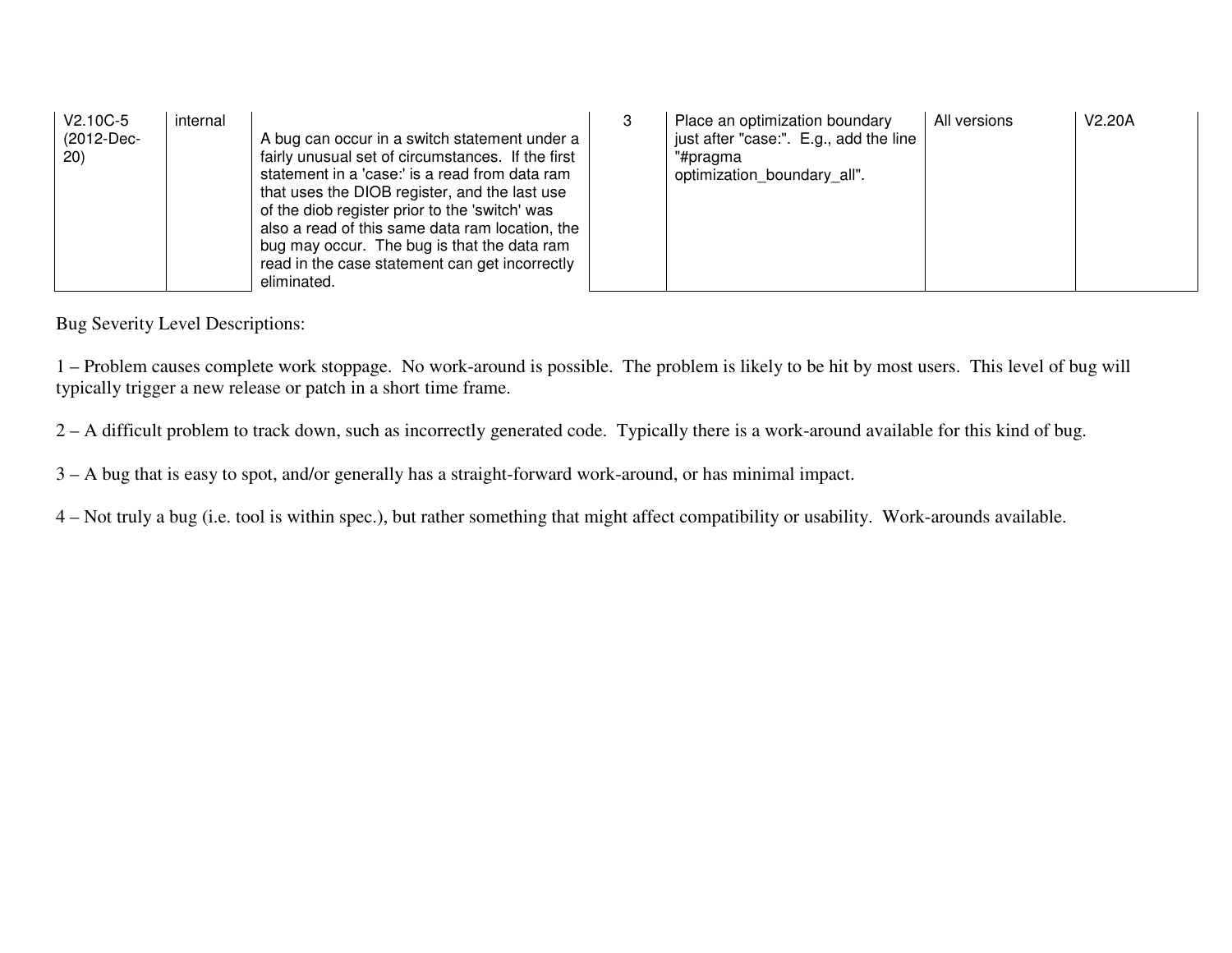| | | | | | | |
|---|---|---|---|---|---|---|
| V2.10C-5 (2012-Dec-20) | internal | A bug can occur in a switch statement under a fairly unusual set of circumstances. If the first statement in a 'case:' is a read from data ram that uses the DIOB register, and the last use of the diob register prior to the 'switch' was also a read of this same data ram location, the bug may occur. The bug is that the data ram read in the case statement can get incorrectly eliminated. | 3 | Place an optimization boundary just after "case:". E.g., add the line "#pragma optimization_boundary_all". | All versions | V2.20A |

Bug Severity Level Descriptions:

1 – Problem causes complete work stoppage. No work-around is possible. The problem is likely to be hit by most users. This level of bug will typically trigger a new release or patch in a short time frame.

2 – A difficult problem to track down, such as incorrectly generated code. Typically there is a work-around available for this kind of bug.

3 – A bug that is easy to spot, and/or generally has a straight-forward work-around, or has minimal impact.

4 – Not truly a bug (i.e. tool is within spec.), but rather something that might affect compatibility or usability. Work-arounds available.